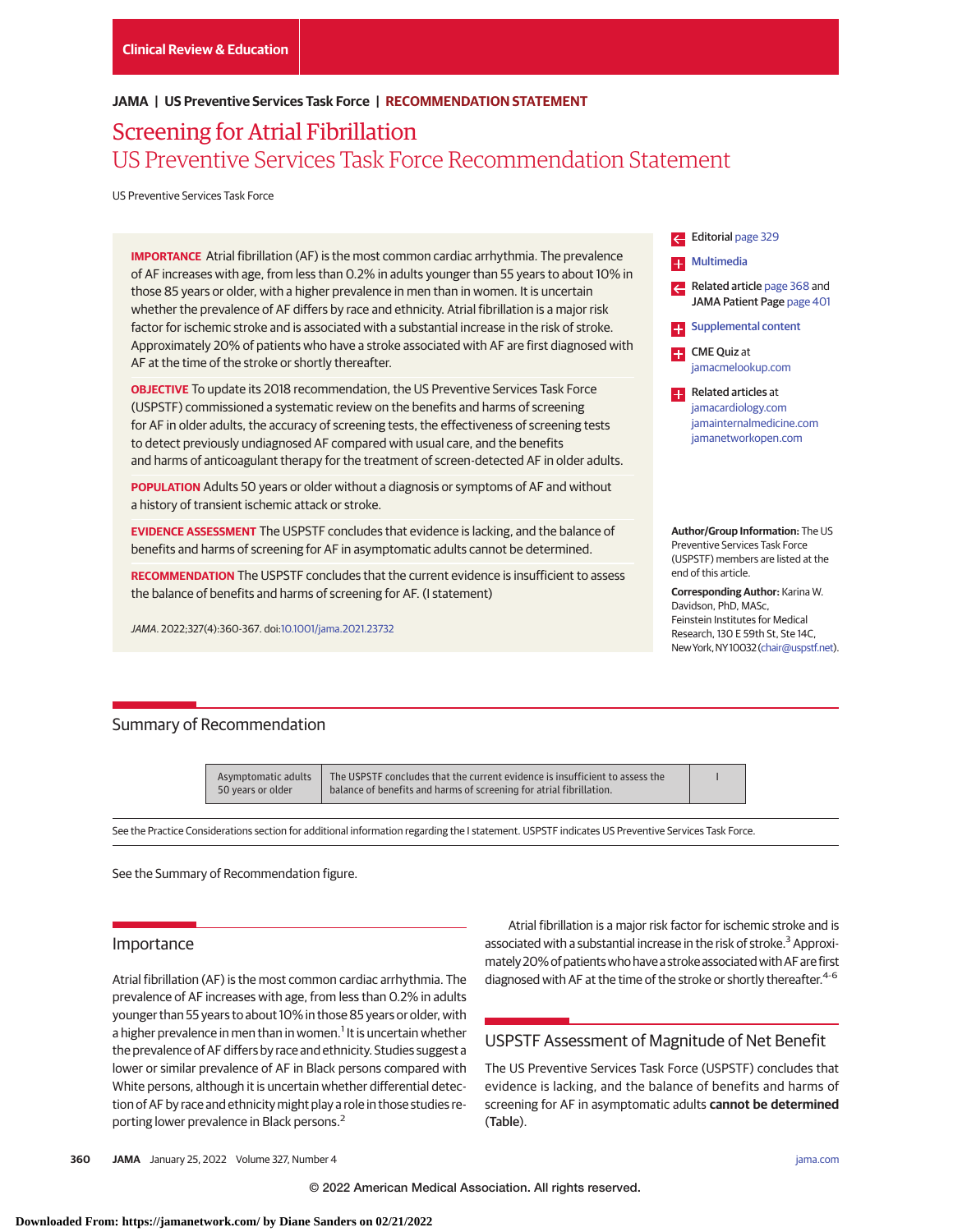Clinical Review & Education

JAMA | US Preventive Services Task Force | RECOMMENDATION STATEMENT

# Screening for Atrial Fibrillation
## US Preventive Services Task Force Recommendation Statement

US Preventive Services Task Force

**IMPORTANCE** Atrial fibrillation (AF) is the most common cardiac arrhythmia. The prevalence of AF increases with age, from less than 0.2% in adults younger than 55 years to about 10% in those 85 years or older, with a higher prevalence in men than in women. It is uncertain whether the prevalence of AF differs by race and ethnicity. Atrial fibrillation is a major risk factor for ischemic stroke and is associated with a substantial increase in the risk of stroke. Approximately 20% of patients who have a stroke associated with AF are first diagnosed with AF at the time of the stroke or shortly thereafter.

**OBJECTIVE** To update its 2018 recommendation, the US Preventive Services Task Force (USPSTF) commissioned a systematic review on the benefits and harms of screening for AF in older adults, the accuracy of screening tests, the effectiveness of screening tests to detect previously undiagnosed AF compared with usual care, and the benefits and harms of anticoagulant therapy for the treatment of screen-detected AF in older adults.

**POPULATION** Adults 50 years or older without a diagnosis or symptoms of AF and without a history of transient ischemic attack or stroke.

**EVIDENCE ASSESSMENT** The USPSTF concludes that evidence is lacking, and the balance of benefits and harms of screening for AF in asymptomatic adults cannot be determined.

**RECOMMENDATION** The USPSTF concludes that the current evidence is insufficient to assess the balance of benefits and harms of screening for AF. (I statement)

*JAMA*. 2022;327(4):360-367. doi:10.1001/jama.2021.23732

Editorial page 329

Multimedia

Related article page 368 and JAMA Patient Page page 401

Supplemental content

CME Quiz at jamacmelookup.com

Related articles at jamacardiology.com jamainternalmedicine.com jamanetworkopen.com

**Author/Group Information:** The US Preventive Services Task Force (USPSTF) members are listed at the end of this article.

**Corresponding Author:** Karina W. Davidson, PhD, MASc, Feinstein Institutes for Medical Research, 130 E 59th St, Ste 14C, New York, NY 10032 (chair@uspstf.net).

## Summary of Recommendation

| | | |
|---|---|---|
| Asymptomatic adults 50 years or older | The USPSTF concludes that the current evidence is insufficient to assess the balance of benefits and harms of screening for atrial fibrillation. | I |

See the Practice Considerations section for additional information regarding the I statement. USPSTF indicates US Preventive Services Task Force.

See the Summary of Recommendation figure.

## Importance

Atrial fibrillation (AF) is the most common cardiac arrhythmia. The prevalence of AF increases with age, from less than 0.2% in adults younger than 55 years to about 10% in those 85 years or older, with a higher prevalence in men than in women.[1] It is uncertain whether the prevalence of AF differs by race and ethnicity. Studies suggest a lower or similar prevalence of AF in Black persons compared with White persons, although it is uncertain whether differential detection of AF by race and ethnicity might play a role in those studies reporting lower prevalence in Black persons.[2]

Atrial fibrillation is a major risk factor for ischemic stroke and is associated with a substantial increase in the risk of stroke.[3] Approximately 20% of patients who have a stroke associated with AF are first diagnosed with AF at the time of the stroke or shortly thereafter.[4-6]

## USPSTF Assessment of Magnitude of Net Benefit

The US Preventive Services Task Force (USPSTF) concludes that evidence is lacking, and the balance of benefits and harms of screening for AF in asymptomatic adults **cannot be determined** (**Table**).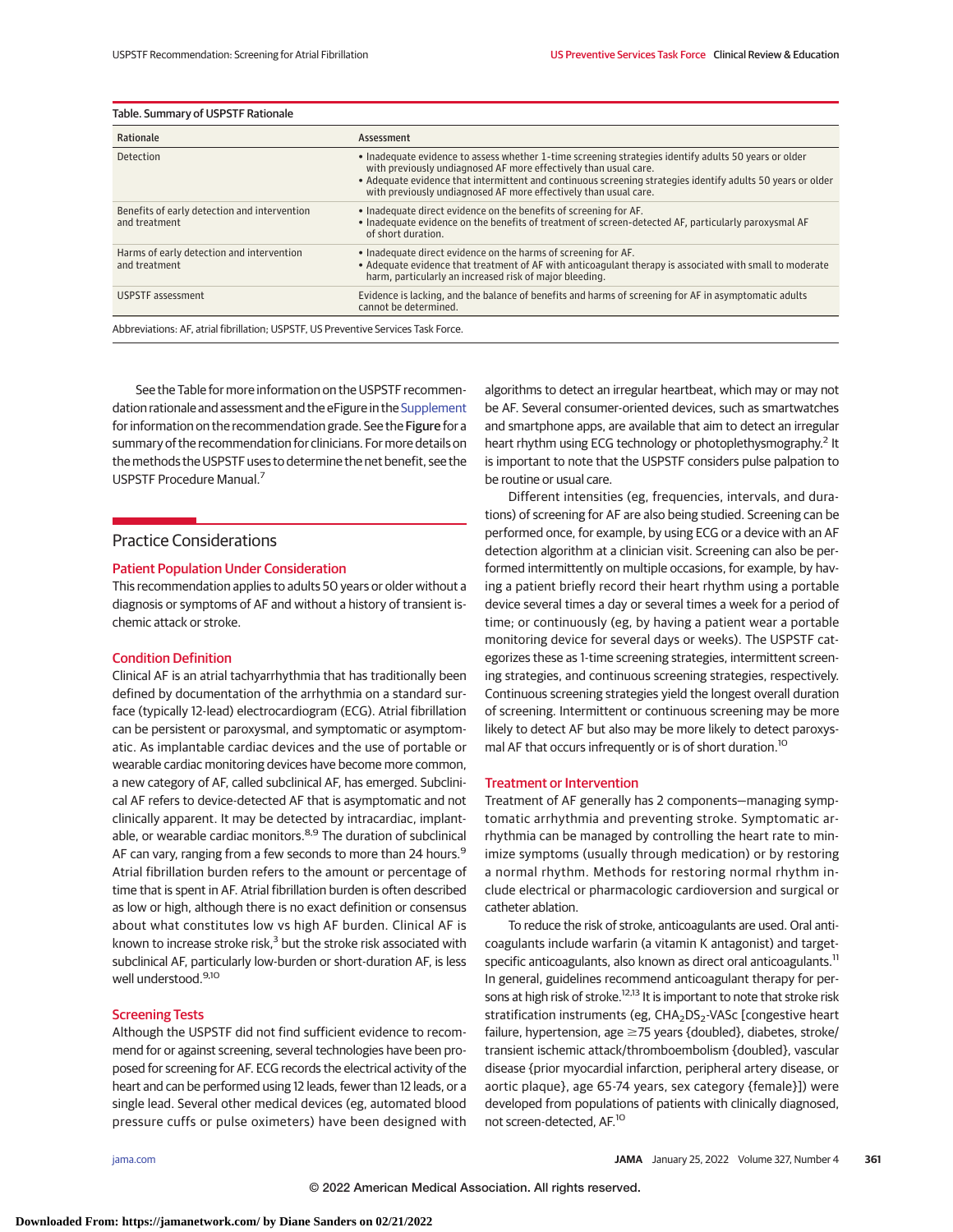Table. Summary of USPSTF Rationale

| Rationale | Assessment |
| --- | --- |
| Detection | • Inadequate evidence to assess whether 1-time screening strategies identify adults 50 years or older with previously undiagnosed AF more effectively than usual care.<br>• Adequate evidence that intermittent and continuous screening strategies identify adults 50 years or older with previously undiagnosed AF more effectively than usual care. |
| Benefits of early detection and intervention and treatment | • Inadequate direct evidence on the benefits of screening for AF.<br>• Inadequate evidence on the benefits of treatment of screen-detected AF, particularly paroxysmal AF of short duration. |
| Harms of early detection and intervention and treatment | • Inadequate direct evidence on the harms of screening for AF.<br>• Adequate evidence that treatment of AF with anticoagulant therapy is associated with small to moderate harm, particularly an increased risk of major bleeding. |
| USPSTF assessment | Evidence is lacking, and the balance of benefits and harms of screening for AF in asymptomatic adults cannot be determined. |

Abbreviations: AF, atrial fibrillation; USPSTF, US Preventive Services Task Force.

See the Table for more information on the USPSTF recommendation rationale and assessment and the eFigure in the Supplement for information on the recommendation grade. See the **Figure** for a summary of the recommendation for clinicians. For more details on the methods the USPSTF uses to determine the net benefit, see the USPSTF Procedure Manual.[7]

## Practice Considerations

### Patient Population Under Consideration

This recommendation applies to adults 50 years or older without a diagnosis or symptoms of AF and without a history of transient ischemic attack or stroke.

### Condition Definition

Clinical AF is an atrial tachyarrhythmia that has traditionally been defined by documentation of the arrhythmia on a standard surface (typically 12-lead) electrocardiogram (ECG). Atrial fibrillation can be persistent or paroxysmal, and symptomatic or asymptomatic. As implantable cardiac devices and the use of portable or wearable cardiac monitoring devices have become more common, a new category of AF, called subclinical AF, has emerged. Subclinical AF refers to device-detected AF that is asymptomatic and not clinically apparent. It may be detected by intracardiac, implantable, or wearable cardiac monitors.[8,9] The duration of subclinical AF can vary, ranging from a few seconds to more than 24 hours.[9] Atrial fibrillation burden refers to the amount or percentage of time that is spent in AF. Atrial fibrillation burden is often described as low or high, although there is no exact definition or consensus about what constitutes low vs high AF burden. Clinical AF is known to increase stroke risk,[3] but the stroke risk associated with subclinical AF, particularly low-burden or short-duration AF, is less well understood.[9,10]

### Screening Tests

Although the USPSTF did not find sufficient evidence to recommend for or against screening, several technologies have been proposed for screening for AF. ECG records the electrical activity of the heart and can be performed using 12 leads, fewer than 12 leads, or a single lead. Several other medical devices (eg, automated blood pressure cuffs or pulse oximeters) have been designed with algorithms to detect an irregular heartbeat, which may or may not be AF. Several consumer-oriented devices, such as smartwatches and smartphone apps, are available that aim to detect an irregular heart rhythm using ECG technology or photoplethysmography.[2] It is important to note that the USPSTF considers pulse palpation to be routine or usual care.

Different intensities (eg, frequencies, intervals, and durations) of screening for AF are also being studied. Screening can be performed once, for example, by using ECG or a device with an AF detection algorithm at a clinician visit. Screening can also be performed intermittently on multiple occasions, for example, by having a patient briefly record their heart rhythm using a portable device several times a day or several times a week for a period of time; or continuously (eg, by having a patient wear a portable monitoring device for several days or weeks). The USPSTF categorizes these as 1-time screening strategies, intermittent screening strategies, and continuous screening strategies, respectively. Continuous screening strategies yield the longest overall duration of screening. Intermittent or continuous screening may be more likely to detect AF but also may be more likely to detect paroxysmal AF that occurs infrequently or is of short duration.[10]

### Treatment or Intervention

Treatment of AF generally has 2 components—managing symptomatic arrhythmia and preventing stroke. Symptomatic arrhythmia can be managed by controlling the heart rate to minimize symptoms (usually through medication) or by restoring a normal rhythm. Methods for restoring normal rhythm include electrical or pharmacologic cardioversion and surgical or catheter ablation.

To reduce the risk of stroke, anticoagulants are used. Oral anticoagulants include warfarin (a vitamin K antagonist) and target-specific anticoagulants, also known as direct oral anticoagulants.[11] In general, guidelines recommend anticoagulant therapy for persons at high risk of stroke.[12,13] It is important to note that stroke risk stratification instruments (eg, $CHA_2DS_2$-VASc [congestive heart failure, hypertension, age ≥75 years {doubled}, diabetes, stroke/transient ischemic attack/thromboembolism {doubled}, vascular disease {prior myocardial infarction, peripheral artery disease, or aortic plaque}, age 65-74 years, sex category {female}]) were developed from populations of patients with clinically diagnosed, not screen-detected, AF.[10]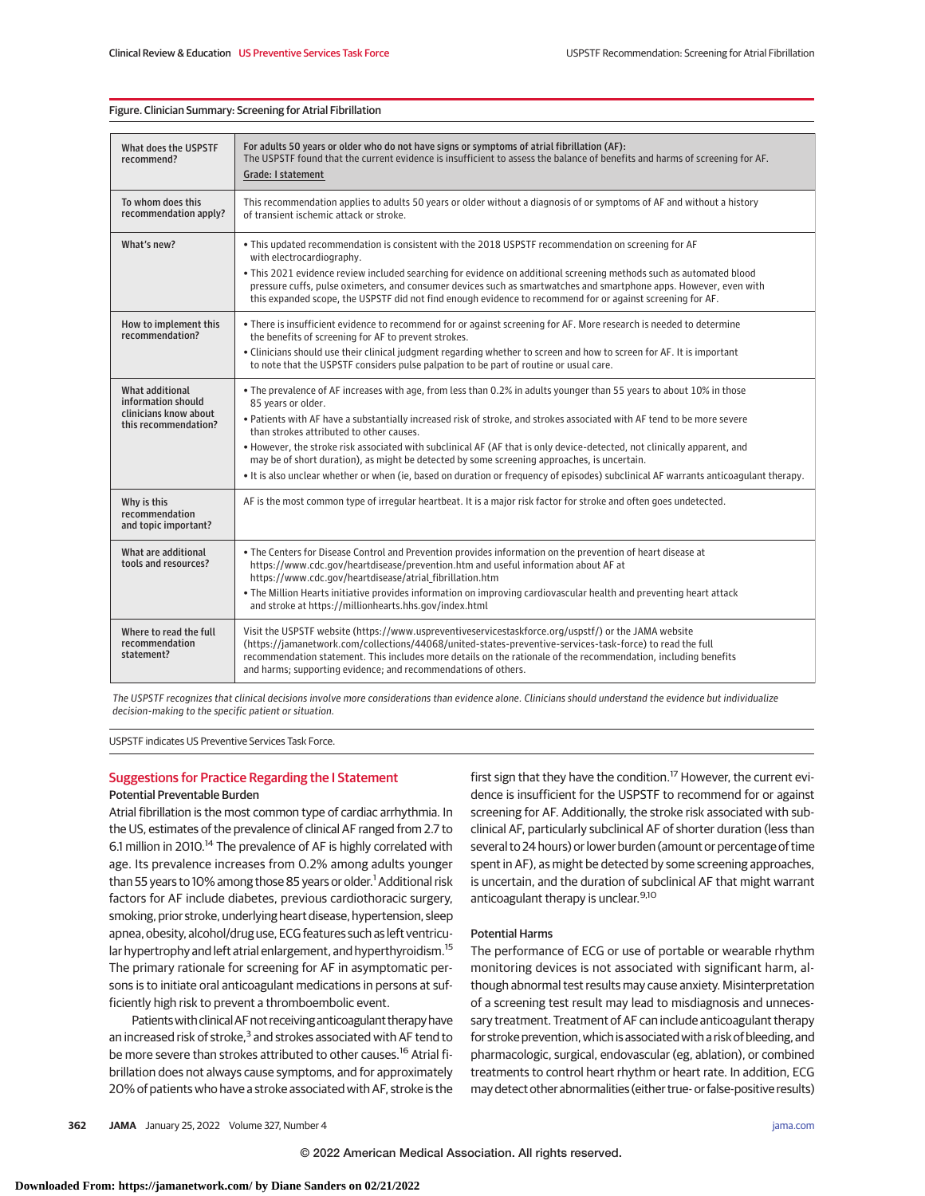Figure. Clinician Summary: Screening for Atrial Fibrillation

| | |
|---|---|
| What does the USPSTF recommend? | **For adults 50 years or older who do not have signs or symptoms of atrial fibrillation (AF):** The USPSTF found that the current evidence is insufficient to assess the balance of benefits and harms of screening for AF. **Grade: I statement** |
| To whom does this recommendation apply? | This recommendation applies to adults 50 years or older without a diagnosis of or symptoms of AF and without a history of transient ischemic attack or stroke. |
| What's new? | • This updated recommendation is consistent with the 2018 USPSTF recommendation on screening for AF with electrocardiography. • This 2021 evidence review included searching for evidence on additional screening methods such as automated blood pressure cuffs, pulse oximeters, and consumer devices such as smartwatches and smartphone apps. However, even with this expanded scope, the USPSTF did not find enough evidence to recommend for or against screening for AF. |
| How to implement this recommendation? | • There is insufficient evidence to recommend for or against screening for AF. More research is needed to determine the benefits of screening for AF to prevent strokes. • Clinicians should use their clinical judgment regarding whether to screen and how to screen for AF. It is important to note that the USPSTF considers pulse palpation to be part of routine or usual care. |
| What additional information should clinicians know about this recommendation? | • The prevalence of AF increases with age, from less than 0.2% in adults younger than 55 years to about 10% in those 85 years or older. • Patients with AF have a substantially increased risk of stroke, and strokes associated with AF tend to be more severe than strokes attributed to other causes. • However, the stroke risk associated with subclinical AF (AF that is only device-detected, not clinically apparent, and may be of short duration), as might be detected by some screening approaches, is uncertain. • It is also unclear whether or when (ie, based on duration or frequency of episodes) subclinical AF warrants anticoagulant therapy. |
| Why is this recommendation and topic important? | AF is the most common type of irregular heartbeat. It is a major risk factor for stroke and often goes undetected. |
| What are additional tools and resources? | • The Centers for Disease Control and Prevention provides information on the prevention of heart disease at https://www.cdc.gov/heartdisease/prevention.htm and useful information about AF at https://www.cdc.gov/heartdisease/atrial_fibrillation.htm • The Million Hearts initiative provides information on improving cardiovascular health and preventing heart attack and stroke at https://millionhearts.hhs.gov/index.html |
| Where to read the full recommendation statement? | Visit the USPSTF website (https://www.uspreventiveservicestaskforce.org/uspstf/) or the JAMA website (https://jamanetwork.com/collections/44068/united-states-preventive-services-task-force) to read the full recommendation statement. This includes more details on the rationale of the recommendation, including benefits and harms; supporting evidence; and recommendations of others. |

*The USPSTF recognizes that clinical decisions involve more considerations than evidence alone. Clinicians should understand the evidence but individualize decision-making to the specific patient or situation.*

USPSTF indicates US Preventive Services Task Force.

## Suggestions for Practice Regarding the I Statement

### Potential Preventable Burden

Atrial fibrillation is the most common type of cardiac arrhythmia. In the US, estimates of the prevalence of clinical AF ranged from 2.7 to 6.1 million in 2010.[14] The prevalence of AF is highly correlated with age. Its prevalence increases from 0.2% among adults younger than 55 years to 10% among those 85 years or older.[1] Additional risk factors for AF include diabetes, previous cardiothoracic surgery, smoking, prior stroke, underlying heart disease, hypertension, sleep apnea, obesity, alcohol/drug use, ECG features such as left ventricular hypertrophy and left atrial enlargement, and hyperthyroidism.[15] The primary rationale for screening for AF in asymptomatic persons is to initiate oral anticoagulant medications in persons at sufficiently high risk to prevent a thromboembolic event.

Patients with clinical AF not receiving anticoagulant therapy have an increased risk of stroke,[3] and strokes associated with AF tend to be more severe than strokes attributed to other causes.[16] Atrial fibrillation does not always cause symptoms, and for approximately 20% of patients who have a stroke associated with AF, stroke is the first sign that they have the condition.[17] However, the current evidence is insufficient for the USPSTF to recommend for or against screening for AF. Additionally, the stroke risk associated with subclinical AF, particularly subclinical AF of shorter duration (less than several to 24 hours) or lower burden (amount or percentage of time spent in AF), as might be detected by some screening approaches, is uncertain, and the duration of subclinical AF that might warrant anticoagulant therapy is unclear.[9,10]

### Potential Harms

The performance of ECG or use of portable or wearable rhythm monitoring devices is not associated with significant harm, although abnormal test results may cause anxiety. Misinterpretation of a screening test result may lead to misdiagnosis and unnecessary treatment. Treatment of AF can include anticoagulant therapy for stroke prevention, which is associated with a risk of bleeding, and pharmacologic, surgical, endovascular (eg, ablation), or combined treatments to control heart rhythm or heart rate. In addition, ECG may detect other abnormalities (either true- or false-positive results)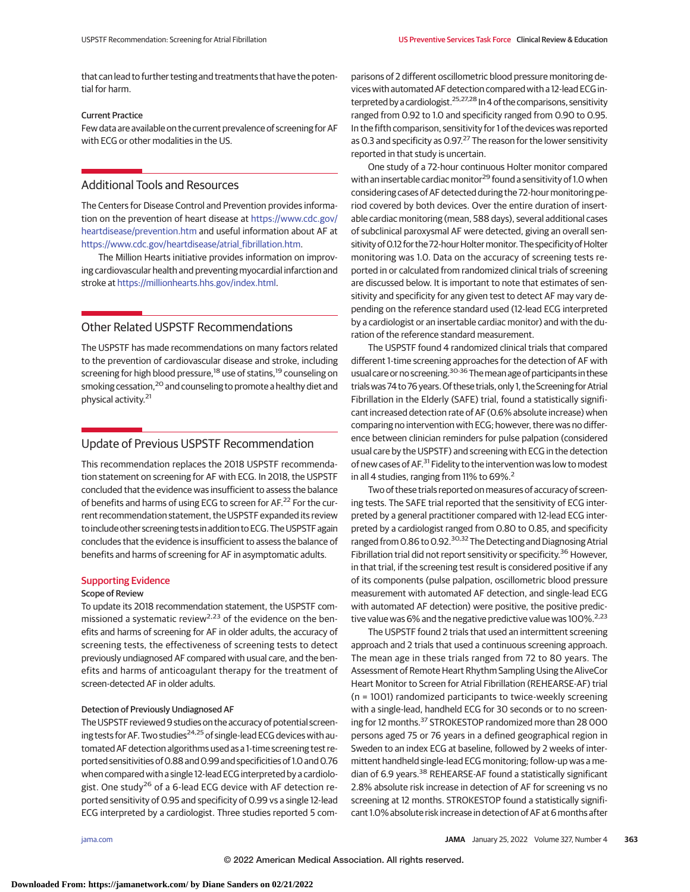that can lead to further testing and treatments that have the potential for harm.

### Current Practice

Few data are available on the current prevalence of screening for AF with ECG or other modalities in the US.

## Additional Tools and Resources

The Centers for Disease Control and Prevention provides information on the prevention of heart disease at https://www.cdc.gov/heartdisease/prevention.htm and useful information about AF at https://www.cdc.gov/heartdisease/atrial_fibrillation.htm.

The Million Hearts initiative provides information on improving cardiovascular health and preventing myocardial infarction and stroke at https://millionhearts.hhs.gov/index.html.

## Other Related USPSTF Recommendations

The USPSTF has made recommendations on many factors related to the prevention of cardiovascular disease and stroke, including screening for high blood pressure,[18] use of statins,[19] counseling on smoking cessation,[20] and counseling to promote a healthy diet and physical activity.[21]

## Update of Previous USPSTF Recommendation

This recommendation replaces the 2018 USPSTF recommendation statement on screening for AF with ECG. In 2018, the USPSTF concluded that the evidence was insufficient to assess the balance of benefits and harms of using ECG to screen for AF.[22] For the current recommendation statement, the USPSTF expanded its review to include other screening tests in addition to ECG. The USPSTF again concludes that the evidence is insufficient to assess the balance of benefits and harms of screening for AF in asymptomatic adults.

## Supporting Evidence

### Scope of Review

To update its 2018 recommendation statement, the USPSTF commissioned a systematic review[2,23] of the evidence on the benefits and harms of screening for AF in older adults, the accuracy of screening tests, the effectiveness of screening tests to detect previously undiagnosed AF compared with usual care, and the benefits and harms of anticoagulant therapy for the treatment of screen-detected AF in older adults.

### Detection of Previously Undiagnosed AF

The USPSTF reviewed 9 studies on the accuracy of potential screening tests for AF. Two studies[24,25] of single-lead ECG devices with automated AF detection algorithms used as a 1-time screening test reported sensitivities of 0.88 and 0.99 and specificities of 1.0 and 0.76 when compared with a single 12-lead ECG interpreted by a cardiologist. One study[26] of a 6-lead ECG device with AF detection reported sensitivity of 0.95 and specificity of 0.99 vs a single 12-lead ECG interpreted by a cardiologist. Three studies reported 5 comparisons of 2 different oscillometric blood pressure monitoring devices with automated AF detection compared with a 12-lead ECG interpreted by a cardiologist.[25,27,28] In 4 of the comparisons, sensitivity ranged from 0.92 to 1.0 and specificity ranged from 0.90 to 0.95. In the fifth comparison, sensitivity for 1 of the devices was reported as 0.3 and specificity as 0.97.[27] The reason for the lower sensitivity reported in that study is uncertain.

One study of a 72-hour continuous Holter monitor compared with an insertable cardiac monitor[29] found a sensitivity of 1.0 when considering cases of AF detected during the 72-hour monitoring period covered by both devices. Over the entire duration of insertable cardiac monitoring (mean, 588 days), several additional cases of subclinical paroxysmal AF were detected, giving an overall sensitivity of 0.12 for the 72-hour Holter monitor. The specificity of Holter monitoring was 1.0. Data on the accuracy of screening tests reported in or calculated from randomized clinical trials of screening are discussed below. It is important to note that estimates of sensitivity and specificity for any given test to detect AF may vary depending on the reference standard used (12-lead ECG interpreted by a cardiologist or an insertable cardiac monitor) and with the duration of the reference standard measurement.

The USPSTF found 4 randomized clinical trials that compared different 1-time screening approaches for the detection of AF with usual care or no screening.[30-36] The mean age of participants in these trials was 74 to 76 years. Of these trials, only 1, the Screening for Atrial Fibrillation in the Elderly (SAFE) trial, found a statistically significant increased detection rate of AF (0.6% absolute increase) when comparing no intervention with ECG; however, there was no difference between clinician reminders for pulse palpation (considered usual care by the USPSTF) and screening with ECG in the detection of new cases of AF.[31] Fidelity to the intervention was low to modest in all 4 studies, ranging from 11% to 69%.[2]

Two of these trials reported on measures of accuracy of screening tests. The SAFE trial reported that the sensitivity of ECG interpreted by a general practitioner compared with 12-lead ECG interpreted by a cardiologist ranged from 0.80 to 0.85, and specificity ranged from 0.86 to 0.92.[30,32] The Detecting and Diagnosing Atrial Fibrillation trial did not report sensitivity or specificity.[36] However, in that trial, if the screening test result is considered positive if any of its components (pulse palpation, oscillometric blood pressure measurement with automated AF detection, and single-lead ECG with automated AF detection) were positive, the positive predictive value was 6% and the negative predictive value was 100%.[2,23]

The USPSTF found 2 trials that used an intermittent screening approach and 2 trials that used a continuous screening approach. The mean age in these trials ranged from 72 to 80 years. The Assessment of Remote Heart Rhythm Sampling Using the AliveCor Heart Monitor to Screen for Atrial Fibrillation (REHEARSE-AF) trial (n = 1001) randomized participants to twice-weekly screening with a single-lead, handheld ECG for 30 seconds or to no screening for 12 months.[37] STROKESTOP randomized more than 28 000 persons aged 75 or 76 years in a defined geographical region in Sweden to an index ECG at baseline, followed by 2 weeks of intermittent handheld single-lead ECG monitoring; follow-up was a median of 6.9 years.[38] REHEARSE-AF found a statistically significant 2.8% absolute risk increase in detection of AF for screening vs no screening at 12 months. STROKESTOP found a statistically significant 1.0% absolute risk increase in detection of AF at 6 months after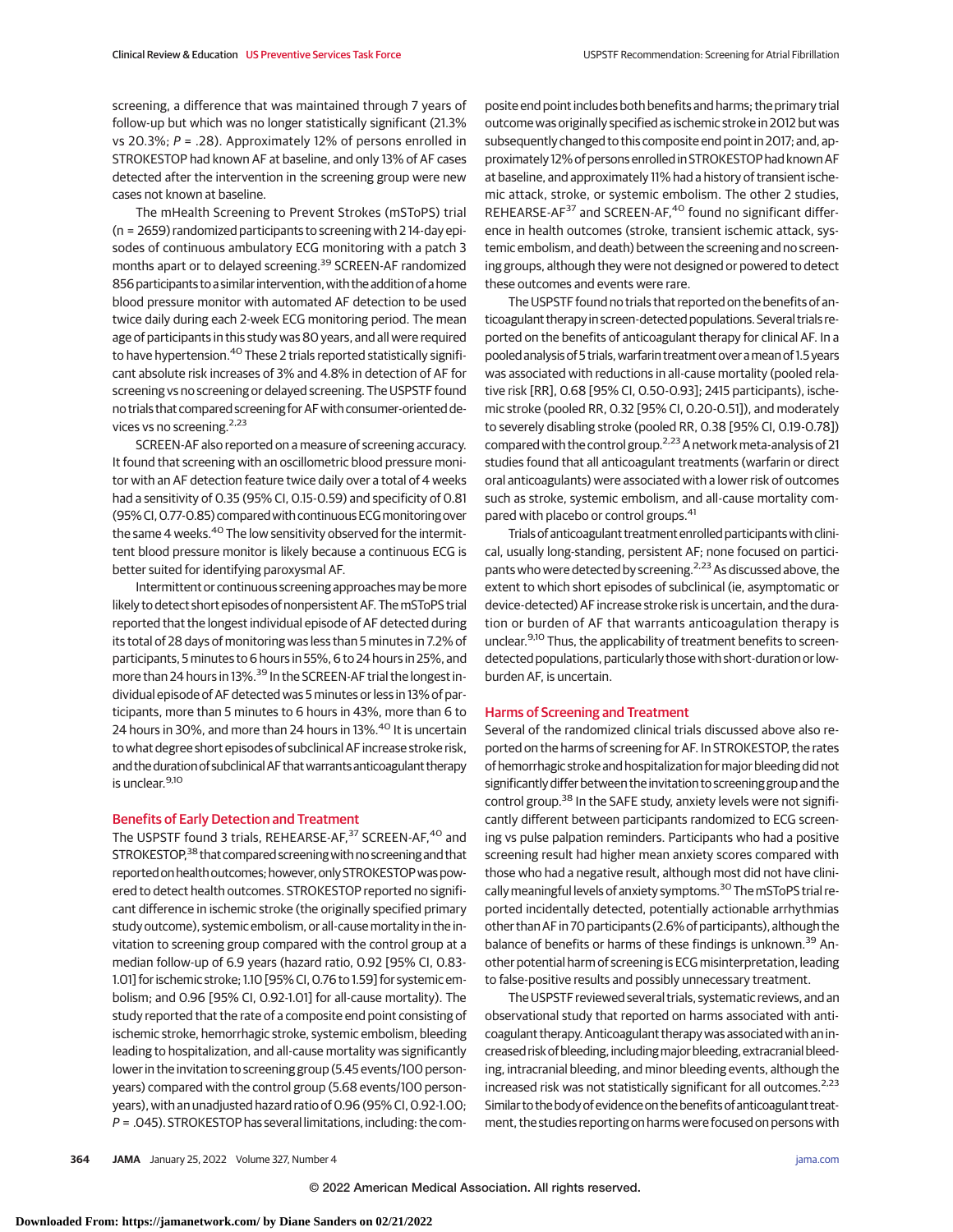screening, a difference that was maintained through 7 years of follow-up but which was no longer statistically significant (21.3% vs 20.3%; *P* = .28). Approximately 12% of persons enrolled in STROKESTOP had known AF at baseline, and only 13% of AF cases detected after the intervention in the screening group were new cases not known at baseline.

The mHealth Screening to Prevent Strokes (mSToPS) trial (n = 2659) randomized participants to screening with 2 14-day episodes of continuous ambulatory ECG monitoring with a patch 3 months apart or to delayed screening.[39] SCREEN-AF randomized 856 participants to a similar intervention, with the addition of a home blood pressure monitor with automated AF detection to be used twice daily during each 2-week ECG monitoring period. The mean age of participants in this study was 80 years, and all were required to have hypertension.[40] These 2 trials reported statistically significant absolute risk increases of 3% and 4.8% in detection of AF for screening vs no screening or delayed screening. The USPSTF found no trials that compared screening for AF with consumer-oriented devices vs no screening.[2,23]

SCREEN-AF also reported on a measure of screening accuracy. It found that screening with an oscillometric blood pressure monitor with an AF detection feature twice daily over a total of 4 weeks had a sensitivity of 0.35 (95% CI, 0.15-0.59) and specificity of 0.81 (95% CI, 0.77-0.85) compared with continuous ECG monitoring over the same 4 weeks.[40] The low sensitivity observed for the intermittent blood pressure monitor is likely because a continuous ECG is better suited for identifying paroxysmal AF.

Intermittent or continuous screening approaches may be more likely to detect short episodes of nonpersistent AF. The mSToPS trial reported that the longest individual episode of AF detected during its total of 28 days of monitoring was less than 5 minutes in 7.2% of participants, 5 minutes to 6 hours in 55%, 6 to 24 hours in 25%, and more than 24 hours in 13%.[39] In the SCREEN-AF trial the longest individual episode of AF detected was 5 minutes or less in 13% of participants, more than 5 minutes to 6 hours in 43%, more than 6 to 24 hours in 30%, and more than 24 hours in 13%.[40] It is uncertain to what degree short episodes of subclinical AF increase stroke risk, and the duration of subclinical AF that warrants anticoagulant therapy is unclear.[9,10]

### Benefits of Early Detection and Treatment

The USPSTF found 3 trials, REHEARSE-AF,[37] SCREEN-AF,[40] and STROKESTOP,[38] that compared screening with no screening and that reported on health outcomes; however, only STROKESTOP was powered to detect health outcomes. STROKESTOP reported no significant difference in ischemic stroke (the originally specified primary study outcome), systemic embolism, or all-cause mortality in the invitation to screening group compared with the control group at a median follow-up of 6.9 years (hazard ratio, 0.92 [95% CI, 0.83-1.01] for ischemic stroke; 1.10 [95% CI, 0.76 to 1.59] for systemic embolism; and 0.96 [95% CI, 0.92-1.01] for all-cause mortality). The study reported that the rate of a composite end point consisting of ischemic stroke, hemorrhagic stroke, systemic embolism, bleeding leading to hospitalization, and all-cause mortality was significantly lower in the invitation to screening group (5.45 events/100 person-years) compared with the control group (5.68 events/100 person-years), with an unadjusted hazard ratio of 0.96 (95% CI, 0.92-1.00; *P* = .045). STROKESTOP has several limitations, including: the composite end point includes both benefits and harms; the primary trial outcome was originally specified as ischemic stroke in 2012 but was subsequently changed to this composite end point in 2017; and, approximately 12% of persons enrolled in STROKESTOP had known AF at baseline, and approximately 11% had a history of transient ischemic attack, stroke, or systemic embolism. The other 2 studies, REHEARSE-AF[37] and SCREEN-AF,[40] found no significant difference in health outcomes (stroke, transient ischemic attack, systemic embolism, and death) between the screening and no screening groups, although they were not designed or powered to detect these outcomes and events were rare.

The USPSTF found no trials that reported on the benefits of anticoagulant therapy in screen-detected populations. Several trials reported on the benefits of anticoagulant therapy for clinical AF. In a pooled analysis of 5 trials, warfarin treatment over a mean of 1.5 years was associated with reductions in all-cause mortality (pooled relative risk [RR], 0.68 [95% CI, 0.50-0.93]; 2415 participants), ischemic stroke (pooled RR, 0.32 [95% CI, 0.20-0.51]), and moderately to severely disabling stroke (pooled RR, 0.38 [95% CI, 0.19-0.78]) compared with the control group.[2,23] A network meta-analysis of 21 studies found that all anticoagulant treatments (warfarin or direct oral anticoagulants) were associated with a lower risk of outcomes such as stroke, systemic embolism, and all-cause mortality compared with placebo or control groups.[41]

Trials of anticoagulant treatment enrolled participants with clinical, usually long-standing, persistent AF; none focused on participants who were detected by screening.[2,23] As discussed above, the extent to which short episodes of subclinical (ie, asymptomatic or device-detected) AF increase stroke risk is uncertain, and the duration or burden of AF that warrants anticoagulation therapy is unclear.[9,10] Thus, the applicability of treatment benefits to screen-detected populations, particularly those with short-duration or low-burden AF, is uncertain.

### Harms of Screening and Treatment

Several of the randomized clinical trials discussed above also reported on the harms of screening for AF. In STROKESTOP, the rates of hemorrhagic stroke and hospitalization for major bleeding did not significantly differ between the invitation to screening group and the control group.[38] In the SAFE study, anxiety levels were not significantly different between participants randomized to ECG screening vs pulse palpation reminders. Participants who had a positive screening result had higher mean anxiety scores compared with those who had a negative result, although most did not have clinically meaningful levels of anxiety symptoms.[30] The mSToPS trial reported incidentally detected, potentially actionable arrhythmias other than AF in 70 participants (2.6% of participants), although the balance of benefits or harms of these findings is unknown.[39] Another potential harm of screening is ECG misinterpretation, leading to false-positive results and possibly unnecessary treatment.

The USPSTF reviewed several trials, systematic reviews, and an observational study that reported on harms associated with anticoagulant therapy. Anticoagulant therapy was associated with an increased risk of bleeding, including major bleeding, extracranial bleeding, intracranial bleeding, and minor bleeding events, although the increased risk was not statistically significant for all outcomes.[2,23] Similar to the body of evidence on the benefits of anticoagulant treatment, the studies reporting on harms were focused on persons with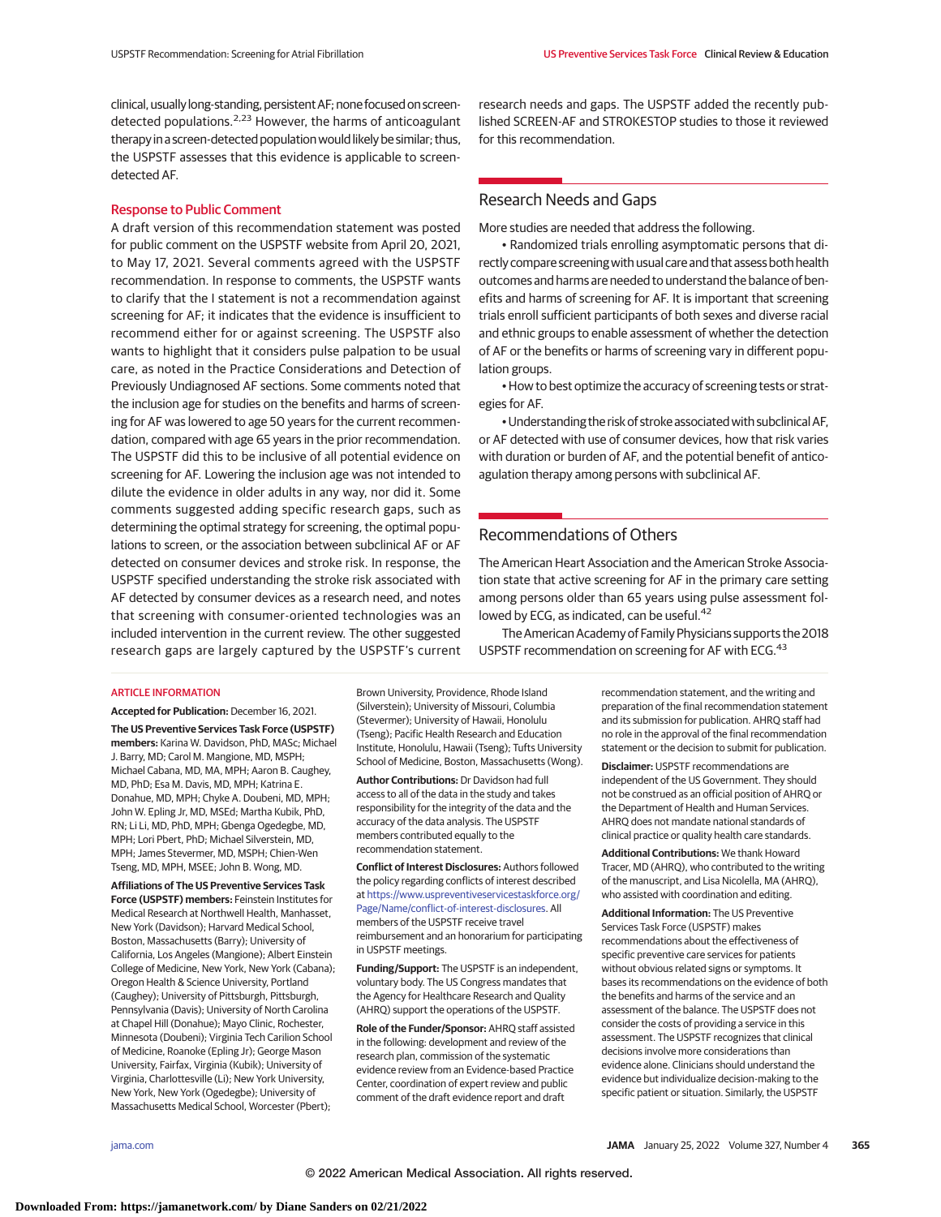clinical, usually long-standing, persistent AF; none focused on screen-detected populations.[2,23] However, the harms of anticoagulant therapy in a screen-detected population would likely be similar; thus, the USPSTF assesses that this evidence is applicable to screen-detected AF.

### Response to Public Comment

A draft version of this recommendation statement was posted for public comment on the USPSTF website from April 20, 2021, to May 17, 2021. Several comments agreed with the USPSTF recommendation. In response to comments, the USPSTF wants to clarify that the I statement is not a recommendation against screening for AF; it indicates that the evidence is insufficient to recommend either for or against screening. The USPSTF also wants to highlight that it considers pulse palpation to be usual care, as noted in the Practice Considerations and Detection of Previously Undiagnosed AF sections. Some comments noted that the inclusion age for studies on the benefits and harms of screening for AF was lowered to age 50 years for the current recommendation, compared with age 65 years in the prior recommendation. The USPSTF did this to be inclusive of all potential evidence on screening for AF. Lowering the inclusion age was not intended to dilute the evidence in older adults in any way, nor did it. Some comments suggested adding specific research gaps, such as determining the optimal strategy for screening, the optimal populations to screen, or the association between subclinical AF or AF detected on consumer devices and stroke risk. In response, the USPSTF specified understanding the stroke risk associated with AF detected by consumer devices as a research need, and notes that screening with consumer-oriented technologies was an included intervention in the current review. The other suggested research gaps are largely captured by the USPSTF's current research needs and gaps. The USPSTF added the recently published SCREEN-AF and STROKESTOP studies to those it reviewed for this recommendation.

## Research Needs and Gaps

More studies are needed that address the following.

- Randomized trials enrolling asymptomatic persons that directly compare screening with usual care and that assess both health outcomes and harms are needed to understand the balance of benefits and harms of screening for AF. It is important that screening trials enroll sufficient participants of both sexes and diverse racial and ethnic groups to enable assessment of whether the detection of AF or the benefits or harms of screening vary in different population groups.
- How to best optimize the accuracy of screening tests or strategies for AF.
- Understanding the risk of stroke associated with subclinical AF, or AF detected with use of consumer devices, how that risk varies with duration or burden of AF, and the potential benefit of anticoagulation therapy among persons with subclinical AF.

## Recommendations of Others

The American Heart Association and the American Stroke Association state that active screening for AF in the primary care setting among persons older than 65 years using pulse assessment followed by ECG, as indicated, can be useful.[42]

The American Academy of Family Physicians supports the 2018 USPSTF recommendation on screening for AF with ECG.[43]

### ARTICLE INFORMATION

**Accepted for Publication:** December 16, 2021.

**The US Preventive Services Task Force (USPSTF) members:** Karina W. Davidson, PhD, MASc; Michael J. Barry, MD; Carol M. Mangione, MD, MSPH; Michael Cabana, MD, MA, MPH; Aaron B. Caughey, MD, PhD; Esa M. Davis, MD, MPH; Katrina E. Donahue, MD, MPH; Chyke A. Doubeni, MD, MPH; John W. Epling Jr, MD, MSEd; Martha Kubik, PhD, RN; Li Li, MD, PhD, MPH; Gbenga Ogedegbe, MD, MPH; Lori Pbert, PhD; Michael Silverstein, MD, MPH; James Stevermer, MD, MSPH; Chien-Wen Tseng, MD, MPH, MSEE; John B. Wong, MD.

**Affiliations of The US Preventive Services Task Force (USPSTF) members:** Feinstein Institutes for Medical Research at Northwell Health, Manhasset, New York (Davidson); Harvard Medical School, Boston, Massachusetts (Barry); University of California, Los Angeles (Mangione); Albert Einstein College of Medicine, New York, New York (Cabana); Oregon Health & Science University, Portland (Caughey); University of Pittsburgh, Pittsburgh, Pennsylvania (Davis); University of North Carolina at Chapel Hill (Donahue); Mayo Clinic, Rochester, Minnesota (Doubeni); Virginia Tech Carilion School of Medicine, Roanoke (Epling Jr); George Mason University, Fairfax, Virginia (Kubik); University of Virginia, Charlottesville (Li); New York University, New York, New York (Ogedegbe); University of Massachusetts Medical School, Worcester (Pbert); Brown University, Providence, Rhode Island (Silverstein); University of Missouri, Columbia (Stevermer); University of Hawaii, Honolulu (Tseng); Pacific Health Research and Education Institute, Honolulu, Hawaii (Tseng); Tufts University School of Medicine, Boston, Massachusetts (Wong).

**Author Contributions:** Dr Davidson had full access to all of the data in the study and takes responsibility for the integrity of the data and the accuracy of the data analysis. The USPSTF members contributed equally to the recommendation statement.

**Conflict of Interest Disclosures:** Authors followed the policy regarding conflicts of interest described at https://www.uspreventiveservicestaskforce.org/Page/Name/conflict-of-interest-disclosures. All members of the USPSTF receive travel reimbursement and an honorarium for participating in USPSTF meetings.

**Funding/Support:** The USPSTF is an independent, voluntary body. The US Congress mandates that the Agency for Healthcare Research and Quality (AHRQ) support the operations of the USPSTF.

**Role of the Funder/Sponsor:** AHRQ staff assisted in the following: development and review of the research plan, commission of the systematic evidence review from an Evidence-based Practice Center, coordination of expert review and public comment of the draft evidence report and draft recommendation statement, and the writing and preparation of the final recommendation statement and its submission for publication. AHRQ staff had no role in the approval of the final recommendation statement or the decision to submit for publication.

**Disclaimer:** USPSTF recommendations are independent of the US Government. They should not be construed as an official position of AHRQ or the Department of Health and Human Services. AHRQ does not mandate national standards of clinical practice or quality health care standards.

**Additional Contributions:** We thank Howard Tracer, MD (AHRQ), who contributed to the writing of the manuscript, and Lisa Nicolella, MA (AHRQ), who assisted with coordination and editing.

**Additional Information:** The US Preventive Services Task Force (USPSTF) makes recommendations about the effectiveness of specific preventive care services for patients without obvious related signs or symptoms. It bases its recommendations on the evidence of both the benefits and harms of the service and an assessment of the balance. The USPSTF does not consider the costs of providing a service in this assessment. The USPSTF recognizes that clinical decisions involve more considerations than evidence alone. Clinicians should understand the evidence but individualize decision-making to the specific patient or situation. Similarly, the USPSTF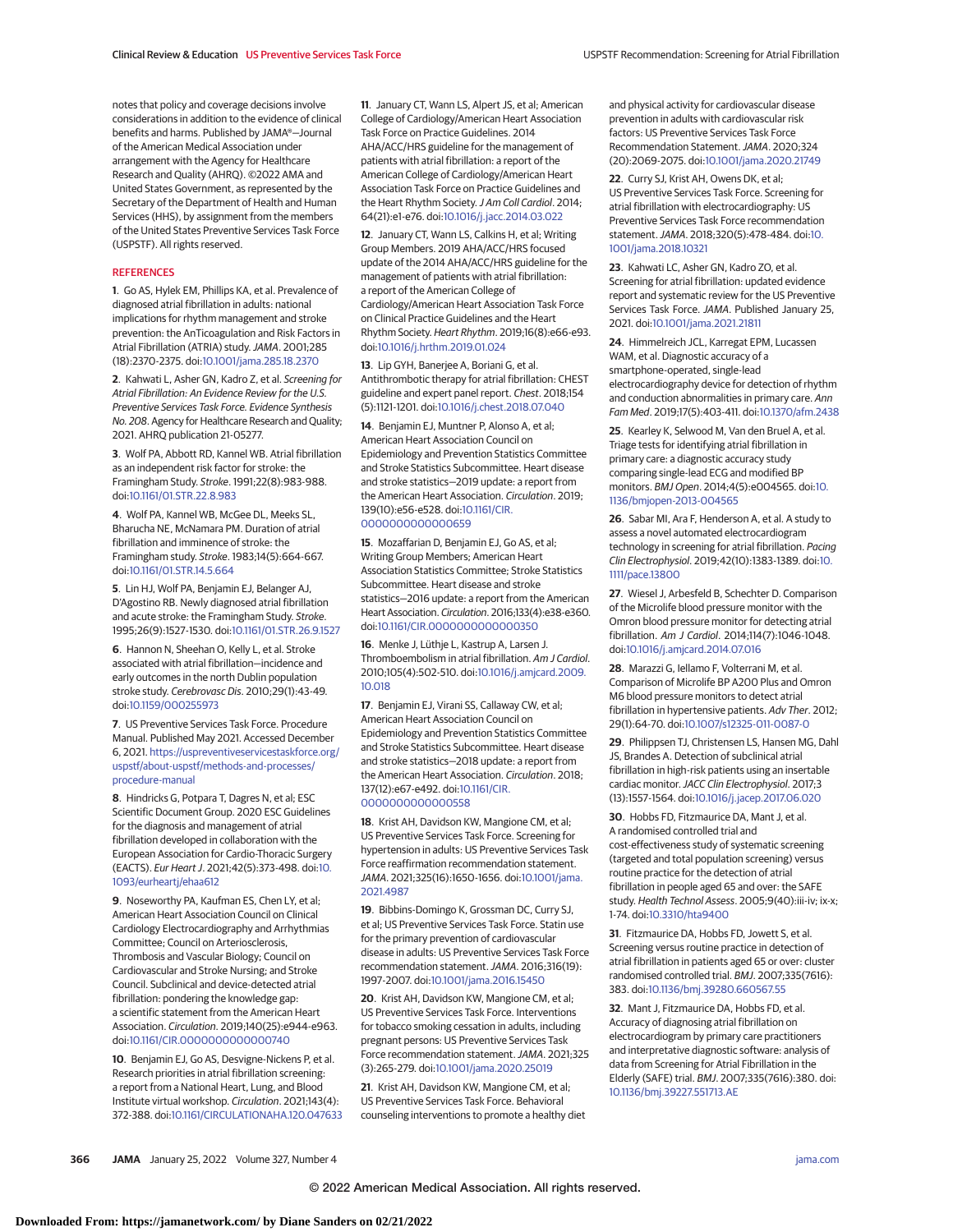notes that policy and coverage decisions involve considerations in addition to the evidence of clinical benefits and harms. Published by JAMA®—Journal of the American Medical Association under arrangement with the Agency for Healthcare Research and Quality (AHRQ). ©2022 AMA and United States Government, as represented by the Secretary of the Department of Health and Human Services (HHS), by assignment from the members of the United States Preventive Services Task Force (USPSTF). All rights reserved.

## REFERENCES

1. Go AS, Hylek EM, Phillips KA, et al. Prevalence of diagnosed atrial fibrillation in adults: national implications for rhythm management and stroke prevention: the AnTicoagulation and Risk Factors in Atrial Fibrillation (ATRIA) study. *JAMA*. 2001;285 (18):2370-2375. doi:10.1001/jama.285.18.2370

2. Kahwati L, Asher GN, Kadro Z, et al. *Screening for Atrial Fibrillation: An Evidence Review for the U.S. Preventive Services Task Force. Evidence Synthesis No. 208*. Agency for Healthcare Research and Quality; 2021. AHRQ publication 21-05277.

3. Wolf PA, Abbott RD, Kannel WB. Atrial fibrillation as an independent risk factor for stroke: the Framingham Study. *Stroke*. 1991;22(8):983-988. doi:10.1161/01.STR.22.8.983

4. Wolf PA, Kannel WB, McGee DL, Meeks SL, Bharucha NE, McNamara PM. Duration of atrial fibrillation and imminence of stroke: the Framingham study. *Stroke*. 1983;14(5):664-667. doi:10.1161/01.STR.14.5.664

5. Lin HJ, Wolf PA, Benjamin EJ, Belanger AJ, D'Agostino RB. Newly diagnosed atrial fibrillation and acute stroke: the Framingham Study. *Stroke*. 1995;26(9):1527-1530. doi:10.1161/01.STR.26.9.1527

6. Hannon N, Sheehan O, Kelly L, et al. Stroke associated with atrial fibrillation—incidence and early outcomes in the north Dublin population stroke study. *Cerebrovasc Dis*. 2010;29(1):43-49. doi:10.1159/000255973

7. US Preventive Services Task Force. Procedure Manual. Published May 2021. Accessed December 6, 2021. https://uspreventiveservicestaskforce.org/uspstf/about-uspstf/methods-and-processes/procedure-manual

8. Hindricks G, Potpara T, Dagres N, et al; ESC Scientific Document Group. 2020 ESC Guidelines for the diagnosis and management of atrial fibrillation developed in collaboration with the European Association for Cardio-Thoracic Surgery (EACTS). *Eur Heart J*. 2021;42(5):373-498. doi:10.1093/eurheartj/ehaa612

9. Noseworthy PA, Kaufman ES, Chen LY, et al; American Heart Association Council on Clinical Cardiology Electrocardiography and Arrhythmias Committee; Council on Arteriosclerosis, Thrombosis and Vascular Biology; Council on Cardiovascular and Stroke Nursing; and Stroke Council. Subclinical and device-detected atrial fibrillation: pondering the knowledge gap: a scientific statement from the American Heart Association. *Circulation*. 2019;140(25):e944-e963. doi:10.1161/CIR.0000000000000740

10. Benjamin EJ, Go AS, Desvigne-Nickens P, et al. Research priorities in atrial fibrillation screening: a report from a National Heart, Lung, and Blood Institute virtual workshop. *Circulation*. 2021;143(4): 372-388. doi:10.1161/CIRCULATIONAHA.120.047633

11. January CT, Wann LS, Alpert JS, et al; American College of Cardiology/American Heart Association Task Force on Practice Guidelines. 2014 AHA/ACC/HRS guideline for the management of patients with atrial fibrillation: a report of the American College of Cardiology/American Heart Association Task Force on Practice Guidelines and the Heart Rhythm Society. *J Am Coll Cardiol*. 2014; 64(21):e1-e76. doi:10.1016/j.jacc.2014.03.022

12. January CT, Wann LS, Calkins H, et al; Writing Group Members. 2019 AHA/ACC/HRS focused update of the 2014 AHA/ACC/HRS guideline for the management of patients with atrial fibrillation: a report of the American College of Cardiology/American Heart Association Task Force on Clinical Practice Guidelines and the Heart Rhythm Society. *Heart Rhythm*. 2019;16(8):e66-e93. doi:10.1016/j.hrthm.2019.01.024

13. Lip GYH, Banerjee A, Boriani G, et al. Antithrombotic therapy for atrial fibrillation: CHEST guideline and expert panel report. *Chest*. 2018;154 (5):1121-1201. doi:10.1016/j.chest.2018.07.040

14. Benjamin EJ, Muntner P, Alonso A, et al; American Heart Association Council on Epidemiology and Prevention Statistics Committee and Stroke Statistics Subcommittee. Heart disease and stroke statistics—2019 update: a report from the American Heart Association. *Circulation*. 2019; 139(10):e56-e528. doi:10.1161/CIR.0000000000000659

15. Mozaffarian D, Benjamin EJ, Go AS, et al; Writing Group Members; American Heart Association Statistics Committee; Stroke Statistics Subcommittee. Heart disease and stroke statistics—2016 update: a report from the American Heart Association. *Circulation*. 2016;133(4):e38-e360. doi:10.1161/CIR.0000000000000350

16. Menke J, Lüthje L, Kastrup A, Larsen J. Thromboembolism in atrial fibrillation. *Am J Cardiol*. 2010;105(4):502-510. doi:10.1016/j.amjcard.2009.10.018

17. Benjamin EJ, Virani SS, Callaway CW, et al; American Heart Association Council on Epidemiology and Prevention Statistics Committee and Stroke Statistics Subcommittee. Heart disease and stroke statistics—2018 update: a report from the American Heart Association. *Circulation*. 2018; 137(12):e67-e492. doi:10.1161/CIR.0000000000000558

18. Krist AH, Davidson KW, Mangione CM, et al; US Preventive Services Task Force. Screening for hypertension in adults: US Preventive Services Task Force reaffirmation recommendation statement. *JAMA*. 2021;325(16):1650-1656. doi:10.1001/jama.2021.4987

19. Bibbins-Domingo K, Grossman DC, Curry SJ, et al; US Preventive Services Task Force. Statin use for the primary prevention of cardiovascular disease in adults: US Preventive Services Task Force recommendation statement. *JAMA*. 2016;316(19): 1997-2007. doi:10.1001/jama.2016.15450

20. Krist AH, Davidson KW, Mangione CM, et al; US Preventive Services Task Force. Interventions for tobacco smoking cessation in adults, including pregnant persons: US Preventive Services Task Force recommendation statement. *JAMA*. 2021;325 (3):265-279. doi:10.1001/jama.2020.25019

21. Krist AH, Davidson KW, Mangione CM, et al; US Preventive Services Task Force. Behavioral counseling interventions to promote a healthy diet and physical activity for cardiovascular disease prevention in adults with cardiovascular risk factors: US Preventive Services Task Force Recommendation Statement. *JAMA*. 2020;324 (20):2069-2075. doi:10.1001/jama.2020.21749

22. Curry SJ, Krist AH, Owens DK, et al; US Preventive Services Task Force. Screening for atrial fibrillation with electrocardiography: US Preventive Services Task Force recommendation statement. *JAMA*. 2018;320(5):478-484. doi:10.1001/jama.2018.10321

23. Kahwati LC, Asher GN, Kadro ZO, et al. Screening for atrial fibrillation: updated evidence report and systematic review for the US Preventive Services Task Force. *JAMA*. Published January 25, 2021. doi:10.1001/jama.2021.21811

24. Himmelreich JCL, Karregat EPM, Lucassen WAM, et al. Diagnostic accuracy of a smartphone-operated, single-lead electrocardiography device for detection of rhythm and conduction abnormalities in primary care. *Ann Fam Med*. 2019;17(5):403-411. doi:10.1370/afm.2438

25. Kearley K, Selwood M, Van den Bruel A, et al. Triage tests for identifying atrial fibrillation in primary care: a diagnostic accuracy study comparing single-lead ECG and modified BP monitors. *BMJ Open*. 2014;4(5):e004565. doi:10.1136/bmjopen-2013-004565

26. Sabar MI, Ara F, Henderson A, et al. A study to assess a novel automated electrocardiogram technology in screening for atrial fibrillation. *Pacing Clin Electrophysiol*. 2019;42(10):1383-1389. doi:10.1111/pace.13800

27. Wiesel J, Arbesfeld B, Schechter D. Comparison of the Microlife blood pressure monitor with the Omron blood pressure monitor for detecting atrial fibrillation. *Am J Cardiol*. 2014;114(7):1046-1048. doi:10.1016/j.amjcard.2014.07.016

28. Marazzi G, Iellamo F, Volterrani M, et al. Comparison of Microlife BP A200 Plus and Omron M6 blood pressure monitors to detect atrial fibrillation in hypertensive patients. *Adv Ther*. 2012; 29(1):64-70. doi:10.1007/s12325-011-0087-0

29. Philippsen TJ, Christensen LS, Hansen MG, Dahl JS, Brandes A. Detection of subclinical atrial fibrillation in high-risk patients using an insertable cardiac monitor. *JACC Clin Electrophysiol*. 2017;3 (13):1557-1564. doi:10.1016/j.jacep.2017.06.020

30. Hobbs FD, Fitzmaurice DA, Mant J, et al. A randomised controlled trial and cost-effectiveness study of systematic screening (targeted and total population screening) versus routine practice for the detection of atrial fibrillation in people aged 65 and over: the SAFE study. *Health Technol Assess*. 2005;9(40):iii-iv; ix-x; 1-74. doi:10.3310/hta9400

31. Fitzmaurice DA, Hobbs FD, Jowett S, et al. Screening versus routine practice in detection of atrial fibrillation in patients aged 65 or over: cluster randomised controlled trial. *BMJ*. 2007;335(7616): 383. doi:10.1136/bmj.39280.660567.55

32. Mant J, Fitzmaurice DA, Hobbs FD, et al. Accuracy of diagnosing atrial fibrillation on electrocardiogram by primary care practitioners and interpretative diagnostic software: analysis of data from Screening for Atrial Fibrillation in the Elderly (SAFE) trial. *BMJ*. 2007;335(7616):380. doi:10.1136/bmj.39227.551713.AE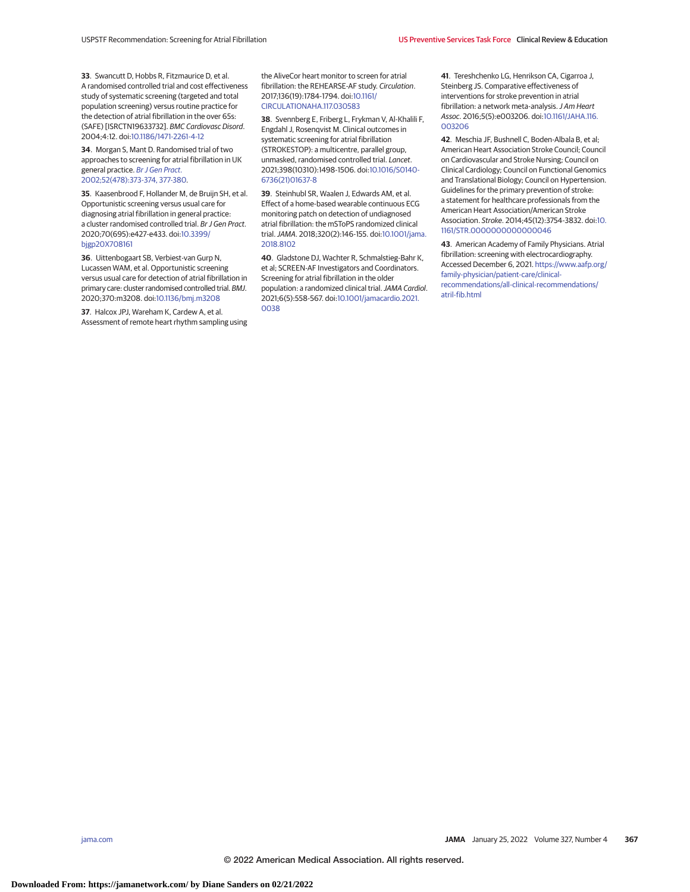33. Swancutt D, Hobbs R, Fitzmaurice D, et al. A randomised controlled trial and cost effectiveness study of systematic screening (targeted and total population screening) versus routine practice for the detection of atrial fibrillation in the over 65s: (SAFE) [ISRCTN19633732]. *BMC Cardiovasc Disord*. 2004;4:12. doi:10.1186/1471-2261-4-12

34. Morgan S, Mant D. Randomised trial of two approaches to screening for atrial fibrillation in UK general practice. *Br J Gen Pract*. 2002;52(478):373-374, 377-380.

35. Kaasenbrood F, Hollander M, de Bruijn SH, et al. Opportunistic screening versus usual care for diagnosing atrial fibrillation in general practice: a cluster randomised controlled trial. *Br J Gen Pract*. 2020;70(695):e427-e433. doi:10.3399/bjgp20X708161

36. Uittenbogaart SB, Verbiest-van Gurp N, Lucassen WAM, et al. Opportunistic screening versus usual care for detection of atrial fibrillation in primary care: cluster randomised controlled trial. *BMJ*. 2020;370:m3208. doi:10.1136/bmj.m3208

37. Halcox JPJ, Wareham K, Cardew A, et al. Assessment of remote heart rhythm sampling using the AliveCor heart monitor to screen for atrial fibrillation: the REHEARSE-AF study. *Circulation*. 2017;136(19):1784-1794. doi:10.1161/CIRCULATIONAHA.117.030583

38. Svennberg E, Friberg L, Frykman V, Al-Khalili F, Engdahl J, Rosenqvist M. Clinical outcomes in systematic screening for atrial fibrillation (STROKESTOP): a multicentre, parallel group, unmasked, randomised controlled trial. *Lancet*. 2021;398(10310):1498-1506. doi:10.1016/S0140-6736(21)01637-8

39. Steinhubl SR, Waalen J, Edwards AM, et al. Effect of a home-based wearable continuous ECG monitoring patch on detection of undiagnosed atrial fibrillation: the mSToPS randomized clinical trial. *JAMA*. 2018;320(2):146-155. doi:10.1001/jama.2018.8102

40. Gladstone DJ, Wachter R, Schmalstieg-Bahr K, et al; SCREEN-AF Investigators and Coordinators. Screening for atrial fibrillation in the older population: a randomized clinical trial. *JAMA Cardiol*. 2021;6(5):558-567. doi:10.1001/jamacardio.2021.0038

41. Tereshchenko LG, Henrikson CA, Cigarroa J, Steinberg JS. Comparative effectiveness of interventions for stroke prevention in atrial fibrillation: a network meta-analysis. *J Am Heart Assoc*. 2016;5(5):e003206. doi:10.1161/JAHA.116.003206

42. Meschia JF, Bushnell C, Boden-Albala B, et al; American Heart Association Stroke Council; Council on Cardiovascular and Stroke Nursing; Council on Clinical Cardiology; Council on Functional Genomics and Translational Biology; Council on Hypertension. Guidelines for the primary prevention of stroke: a statement for healthcare professionals from the American Heart Association/American Stroke Association. *Stroke*. 2014;45(12):3754-3832. doi:10.1161/STR.0000000000000046

43. American Academy of Family Physicians. Atrial fibrillation: screening with electrocardiography. Accessed December 6, 2021. https://www.aafp.org/family-physician/patient-care/clinical-recommendations/all-clinical-recommendations/atril-fib.html